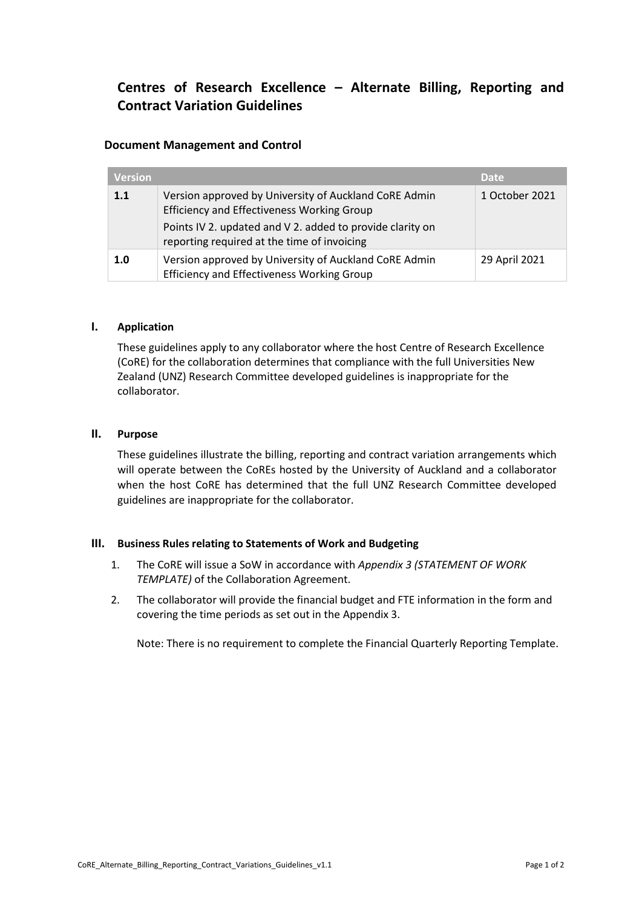# Centres of Research Excellence – Alternate Billing, Reporting and Contract Variation Guidelines

## Document Management and Control

| Version | | Date |
|---|---|---|
| **1.1** | Version approved by University of Auckland CoRE Admin Efficiency and Effectiveness Working Group<br>Points IV 2. updated and V 2. added to provide clarity on reporting required at the time of invoicing | 1 October 2021 |
| **1.0** | Version approved by University of Auckland CoRE Admin Efficiency and Effectiveness Working Group | 29 April 2021 |

## I. Application

These guidelines apply to any collaborator where the host Centre of Research Excellence (CoRE) for the collaboration determines that compliance with the full Universities New Zealand (UNZ) Research Committee developed guidelines is inappropriate for the collaborator.

## II. Purpose

These guidelines illustrate the billing, reporting and contract variation arrangements which will operate between the CoREs hosted by the University of Auckland and a collaborator when the host CoRE has determined that the full UNZ Research Committee developed guidelines are inappropriate for the collaborator.

## III. Business Rules relating to Statements of Work and Budgeting

1. The CoRE will issue a SoW in accordance with *Appendix 3 (STATEMENT OF WORK TEMPLATE)* of the Collaboration Agreement.
2. The collaborator will provide the financial budget and FTE information in the form and covering the time periods as set out in the Appendix 3.

   Note: There is no requirement to complete the Financial Quarterly Reporting Template.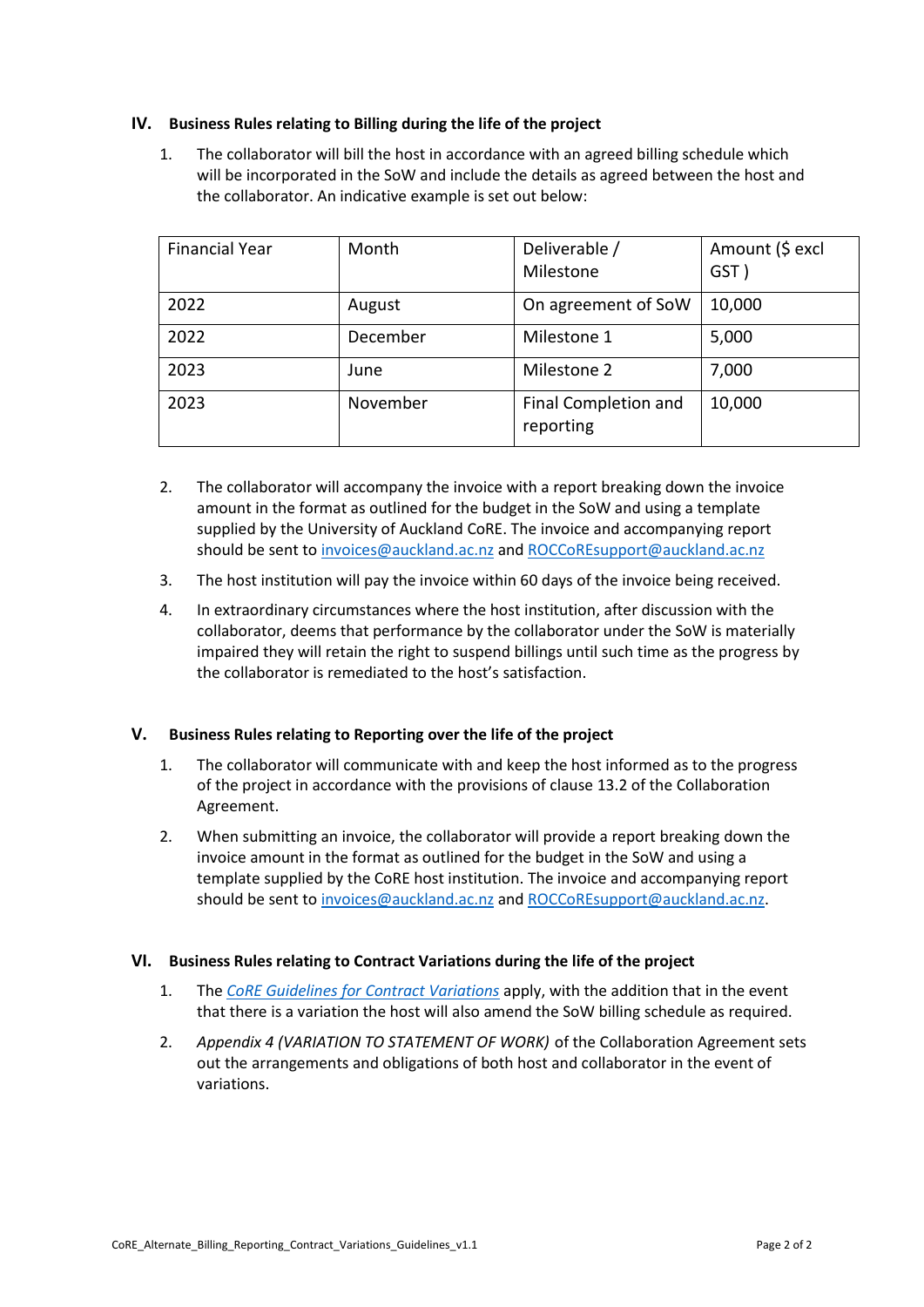## IV. Business Rules relating to Billing during the life of the project

1. The collaborator will bill the host in accordance with an agreed billing schedule which will be incorporated in the SoW and include the details as agreed between the host and the collaborator. An indicative example is set out below:

| Financial Year | Month | Deliverable / Milestone | Amount ($ excl GST ) |
|---|---|---|---|
| 2022 | August | On agreement of SoW | 10,000 |
| 2022 | December | Milestone 1 | 5,000 |
| 2023 | June | Milestone 2 | 7,000 |
| 2023 | November | Final Completion and reporting | 10,000 |

2. The collaborator will accompany the invoice with a report breaking down the invoice amount in the format as outlined for the budget in the SoW and using a template supplied by the University of Auckland CoRE. The invoice and accompanying report should be sent to invoices@auckland.ac.nz and ROCCoREsupport@auckland.ac.nz
3. The host institution will pay the invoice within 60 days of the invoice being received.
4. In extraordinary circumstances where the host institution, after discussion with the collaborator, deems that performance by the collaborator under the SoW is materially impaired they will retain the right to suspend billings until such time as the progress by the collaborator is remediated to the host's satisfaction.

## V. Business Rules relating to Reporting over the life of the project

1. The collaborator will communicate with and keep the host informed as to the progress of the project in accordance with the provisions of clause 13.2 of the Collaboration Agreement.
2. When submitting an invoice, the collaborator will provide a report breaking down the invoice amount in the format as outlined for the budget in the SoW and using a template supplied by the CoRE host institution. The invoice and accompanying report should be sent to invoices@auckland.ac.nz and ROCCoREsupport@auckland.ac.nz.

## VI. Business Rules relating to Contract Variations during the life of the project

1. The *CoRE Guidelines for Contract Variations* apply, with the addition that in the event that there is a variation the host will also amend the SoW billing schedule as required.
2. *Appendix 4 (VARIATION TO STATEMENT OF WORK)* of the Collaboration Agreement sets out the arrangements and obligations of both host and collaborator in the event of variations.